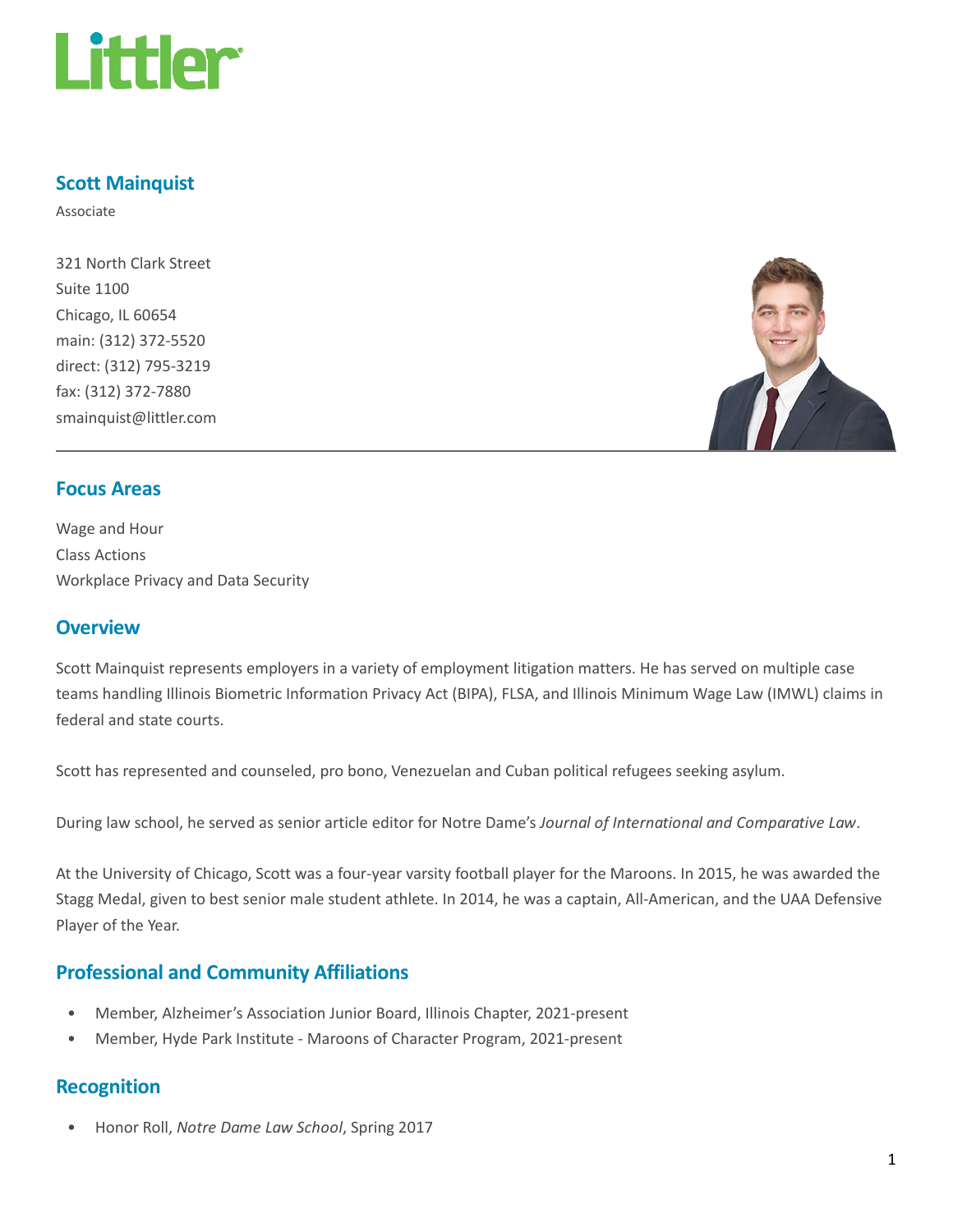# Scott Mainquist

Associate

321 North Clark Street
Suite 1100
Chicago, IL 60654
main: (312) 372-5520
direct: (312) 795-3219
fax: (312) 372-7880
smainquist@littler.com

## Focus Areas

Wage and Hour
Class Actions
Workplace Privacy and Data Security

## Overview

Scott Mainquist represents employers in a variety of employment litigation matters. He has served on multiple case teams handling Illinois Biometric Information Privacy Act (BIPA), FLSA, and Illinois Minimum Wage Law (IMWL) claims in federal and state courts.

Scott has represented and counseled, pro bono, Venezuelan and Cuban political refugees seeking asylum.

During law school, he served as senior article editor for Notre Dame's *Journal of International and Comparative Law*.

At the University of Chicago, Scott was a four-year varsity football player for the Maroons. In 2015, he was awarded the Stagg Medal, given to best senior male student athlete. In 2014, he was a captain, All-American, and the UAA Defensive Player of the Year.

## Professional and Community Affiliations

- Member, Alzheimer's Association Junior Board, Illinois Chapter, 2021-present
- Member, Hyde Park Institute - Maroons of Character Program, 2021-present

## Recognition

- Honor Roll, *Notre Dame Law School*, Spring 2017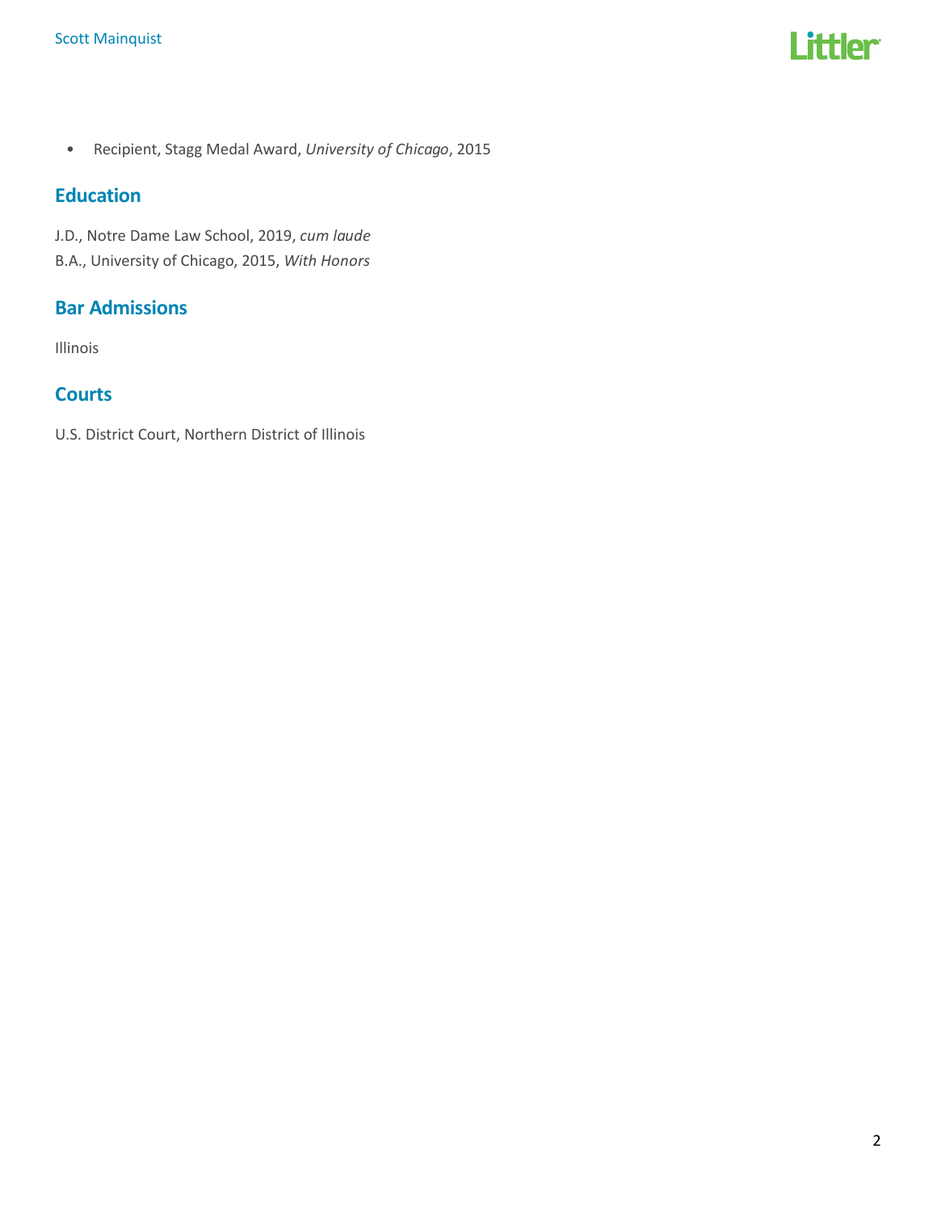- Recipient, Stagg Medal Award, *University of Chicago*, 2015

## Education

J.D., Notre Dame Law School, 2019, *cum laude*
B.A., University of Chicago, 2015, *With Honors*

## Bar Admissions

Illinois

## Courts

U.S. District Court, Northern District of Illinois